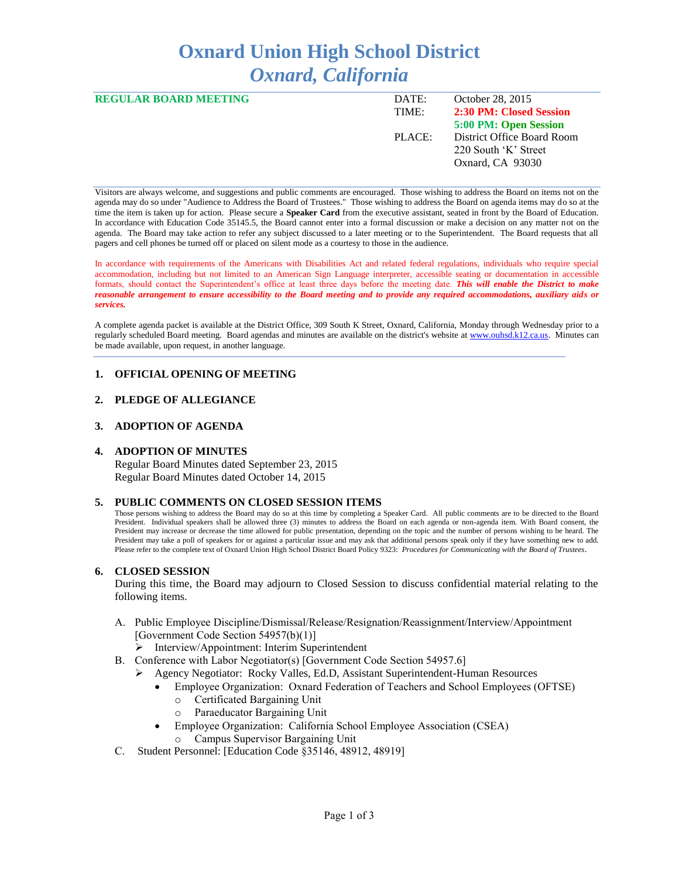# Oxnard Union High School District
## *Oxnard, California*

**REGULAR BOARD MEETING**

| | |
|---|---|
| DATE: | October 28, 2015 |
| TIME: | **2:30 PM: Closed Session** |
| | **5:00 PM: Open Session** |
| PLACE: | District Office Board Room |
| | 220 South 'K' Street |
| | Oxnard, CA 93030 |

Visitors are always welcome, and suggestions and public comments are encouraged. Those wishing to address the Board on items not on the agenda may do so under "Audience to Address the Board of Trustees." Those wishing to address the Board on agenda items may do so at the time the item is taken up for action. Please secure a **Speaker Card** from the executive assistant, seated in front by the Board of Education. In accordance with Education Code 35145.5, the Board cannot enter into a formal discussion or make a decision on any matter not on the agenda. The Board may take action to refer any subject discussed to a later meeting or to the Superintendent. The Board requests that all pagers and cell phones be turned off or placed on silent mode as a courtesy to those in the audience.

In accordance with requirements of the Americans with Disabilities Act and related federal regulations, individuals who require special accommodation, including but not limited to an American Sign Language interpreter, accessible seating or documentation in accessible formats, should contact the Superintendent's office at least three days before the meeting date. ***This will enable the District to make reasonable arrangement to ensure accessibility to the Board meeting and to provide any required accommodations, auxiliary aids or services.***

A complete agenda packet is available at the District Office, 309 South K Street, Oxnard, California, Monday through Wednesday prior to a regularly scheduled Board meeting. Board agendas and minutes are available on the district's website at www.ouhsd.k12.ca.us. Minutes can be made available, upon request, in another language.

### 1. OFFICIAL OPENING OF MEETING

### 2. PLEDGE OF ALLEGIANCE

### 3. ADOPTION OF AGENDA

### 4. ADOPTION OF MINUTES

Regular Board Minutes dated September 23, 2015
Regular Board Minutes dated October 14, 2015

### 5. PUBLIC COMMENTS ON CLOSED SESSION ITEMS

Those persons wishing to address the Board may do so at this time by completing a Speaker Card. All public comments are to be directed to the Board President. Individual speakers shall be allowed three (3) minutes to address the Board on each agenda or non-agenda item. With Board consent, the President may increase or decrease the time allowed for public presentation, depending on the topic and the number of persons wishing to be heard. The President may take a poll of speakers for or against a particular issue and may ask that additional persons speak only if they have something new to add. Please refer to the complete text of Oxnard Union High School District Board Policy 9323: *Procedures for Communicating with the Board of Trustees*.

### 6. CLOSED SESSION

During this time, the Board may adjourn to Closed Session to discuss confidential material relating to the following items.

A. Public Employee Discipline/Dismissal/Release/Resignation/Reassignment/Interview/Appointment [Government Code Section 54957(b)(1)]
   - Interview/Appointment: Interim Superintendent

B. Conference with Labor Negotiator(s) [Government Code Section 54957.6]
   - Agency Negotiator: Rocky Valles, Ed.D, Assistant Superintendent-Human Resources
     - Employee Organization: Oxnard Federation of Teachers and School Employees (OFTSE)
       - Certificated Bargaining Unit
       - Paraeducator Bargaining Unit
     - Employee Organization: California School Employee Association (CSEA)
       - Campus Supervisor Bargaining Unit

C. Student Personnel: [Education Code §35146, 48912, 48919]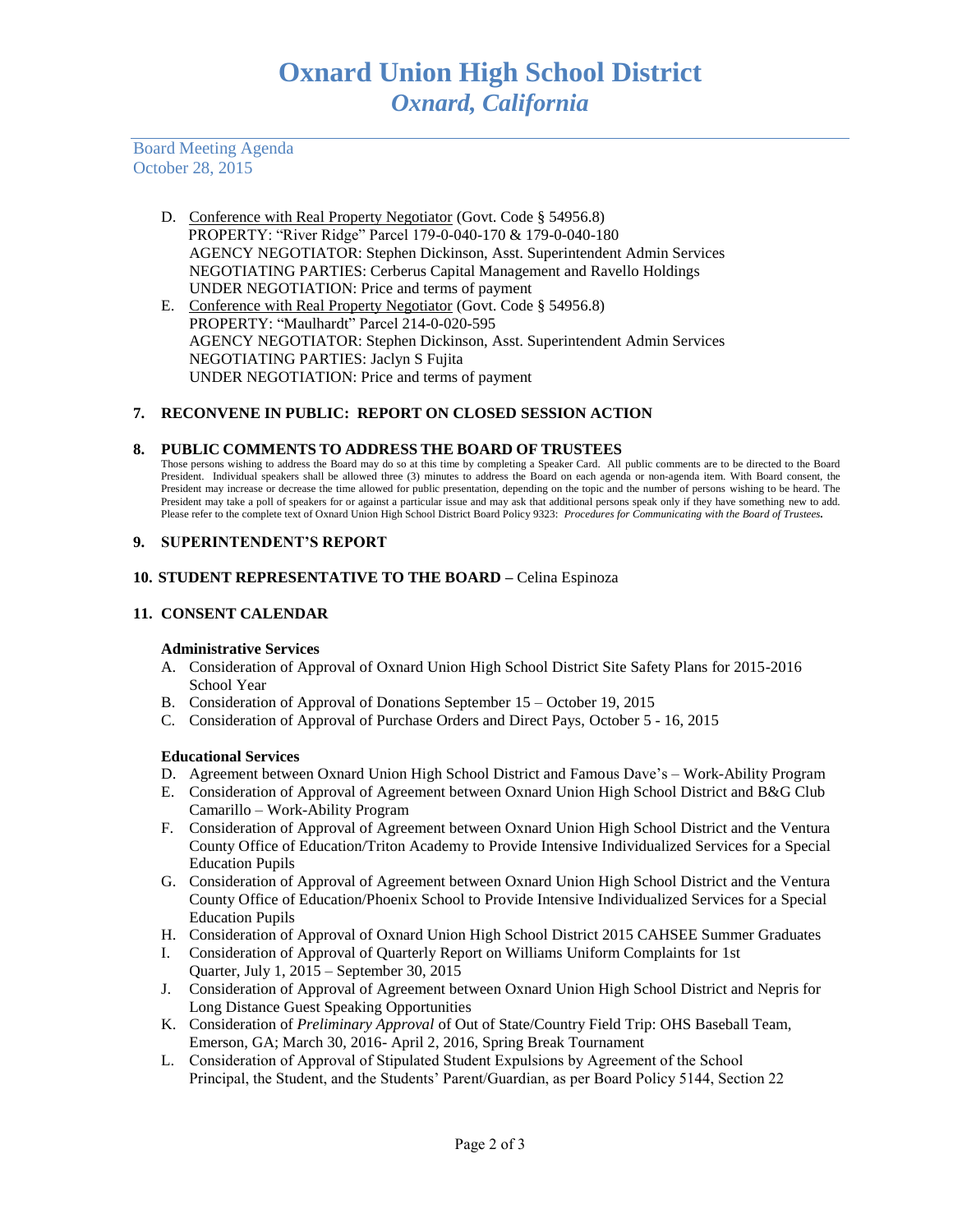D. Conference with Real Property Negotiator (Govt. Code § 54956.8)
   PROPERTY: "River Ridge" Parcel 179-0-040-170 & 179-0-040-180
   AGENCY NEGOTIATOR: Stephen Dickinson, Asst. Superintendent Admin Services
   NEGOTIATING PARTIES: Cerberus Capital Management and Ravello Holdings
   UNDER NEGOTIATION: Price and terms of payment

E. Conference with Real Property Negotiator (Govt. Code § 54956.8)
   PROPERTY: "Maulhardt" Parcel 214-0-020-595
   AGENCY NEGOTIATOR: Stephen Dickinson, Asst. Superintendent Admin Services
   NEGOTIATING PARTIES: Jaclyn S Fujita
   UNDER NEGOTIATION: Price and terms of payment

## 7. RECONVENE IN PUBLIC: REPORT ON CLOSED SESSION ACTION

## 8. PUBLIC COMMENTS TO ADDRESS THE BOARD OF TRUSTEES

Those persons wishing to address the Board may do so at this time by completing a Speaker Card. All public comments are to be directed to the Board President. Individual speakers shall be allowed three (3) minutes to address the Board on each agenda or non-agenda item. With Board consent, the President may increase or decrease the time allowed for public presentation, depending on the topic and the number of persons wishing to be heard. The President may take a poll of speakers for or against a particular issue and may ask that additional persons speak only if they have something new to add. Please refer to the complete text of Oxnard Union High School District Board Policy 9323: *Procedures for Communicating with the Board of Trustees.*

## 9. SUPERINTENDENT'S REPORT

## 10. STUDENT REPRESENTATIVE TO THE BOARD – Celina Espinoza

## 11. CONSENT CALENDAR

**Administrative Services**

A. Consideration of Approval of Oxnard Union High School District Site Safety Plans for 2015-2016 School Year
B. Consideration of Approval of Donations September 15 – October 19, 2015
C. Consideration of Approval of Purchase Orders and Direct Pays, October 5 - 16, 2015

**Educational Services**

D. Agreement between Oxnard Union High School District and Famous Dave's – Work-Ability Program
E. Consideration of Approval of Agreement between Oxnard Union High School District and B&G Club Camarillo – Work-Ability Program
F. Consideration of Approval of Agreement between Oxnard Union High School District and the Ventura County Office of Education/Triton Academy to Provide Intensive Individualized Services for a Special Education Pupils
G. Consideration of Approval of Agreement between Oxnard Union High School District and the Ventura County Office of Education/Phoenix School to Provide Intensive Individualized Services for a Special Education Pupils
H. Consideration of Approval of Oxnard Union High School District 2015 CAHSEE Summer Graduates
I. Consideration of Approval of Quarterly Report on Williams Uniform Complaints for 1st Quarter, July 1, 2015 – September 30, 2015
J. Consideration of Approval of Agreement between Oxnard Union High School District and Nepris for Long Distance Guest Speaking Opportunities
K. Consideration of *Preliminary Approval* of Out of State/Country Field Trip: OHS Baseball Team, Emerson, GA; March 30, 2016- April 2, 2016, Spring Break Tournament
L. Consideration of Approval of Stipulated Student Expulsions by Agreement of the School Principal, the Student, and the Students' Parent/Guardian, as per Board Policy 5144, Section 22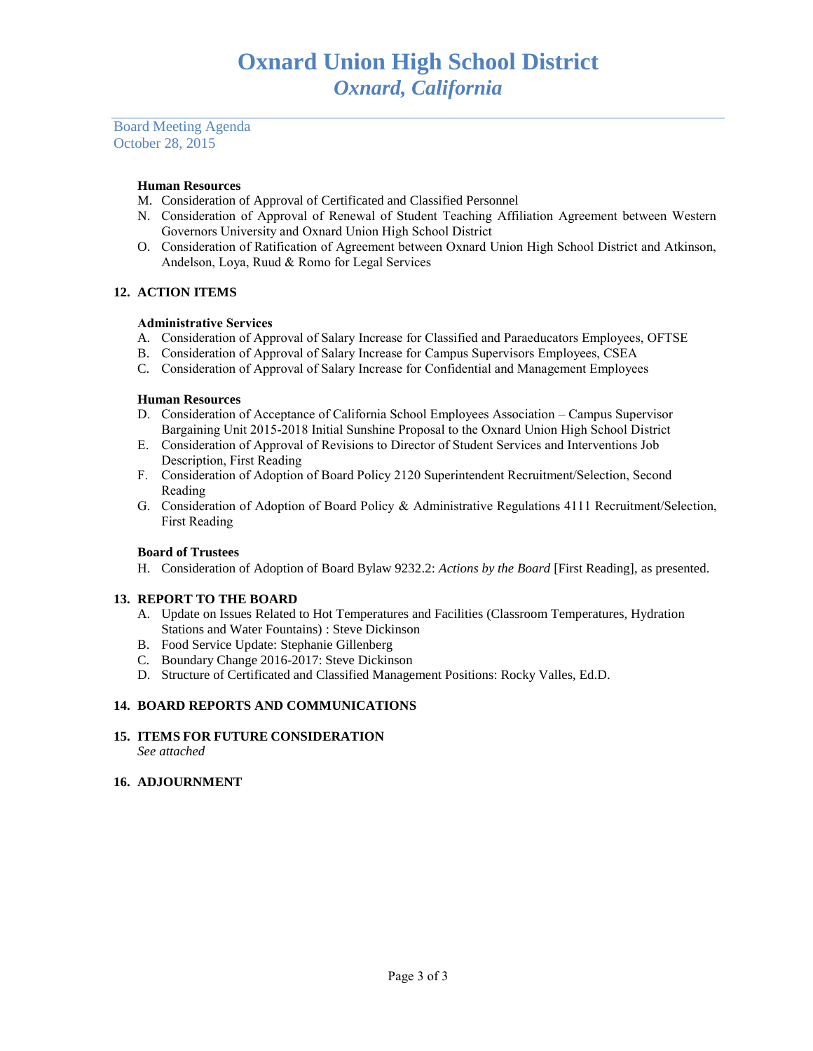**Human Resources**

M. Consideration of Approval of Certificated and Classified Personnel
N. Consideration of Approval of Renewal of Student Teaching Affiliation Agreement between Western Governors University and Oxnard Union High School District
O. Consideration of Ratification of Agreement between Oxnard Union High School District and Atkinson, Andelson, Loya, Ruud & Romo for Legal Services

## 12. ACTION ITEMS

**Administrative Services**

A. Consideration of Approval of Salary Increase for Classified and Paraeducators Employees, OFTSE
B. Consideration of Approval of Salary Increase for Campus Supervisors Employees, CSEA
C. Consideration of Approval of Salary Increase for Confidential and Management Employees

**Human Resources**

D. Consideration of Acceptance of California School Employees Association – Campus Supervisor Bargaining Unit 2015-2018 Initial Sunshine Proposal to the Oxnard Union High School District
E. Consideration of Approval of Revisions to Director of Student Services and Interventions Job Description, First Reading
F. Consideration of Adoption of Board Policy 2120 Superintendent Recruitment/Selection, Second Reading
G. Consideration of Adoption of Board Policy & Administrative Regulations 4111 Recruitment/Selection, First Reading

**Board of Trustees**

H. Consideration of Adoption of Board Bylaw 9232.2: *Actions by the Board* [First Reading], as presented.

## 13. REPORT TO THE BOARD

A. Update on Issues Related to Hot Temperatures and Facilities (Classroom Temperatures, Hydration Stations and Water Fountains) : Steve Dickinson
B. Food Service Update: Stephanie Gillenberg
C. Boundary Change 2016-2017: Steve Dickinson
D. Structure of Certificated and Classified Management Positions: Rocky Valles, Ed.D.

## 14. BOARD REPORTS AND COMMUNICATIONS

## 15. ITEMS FOR FUTURE CONSIDERATION

*See attached*

## 16. ADJOURNMENT